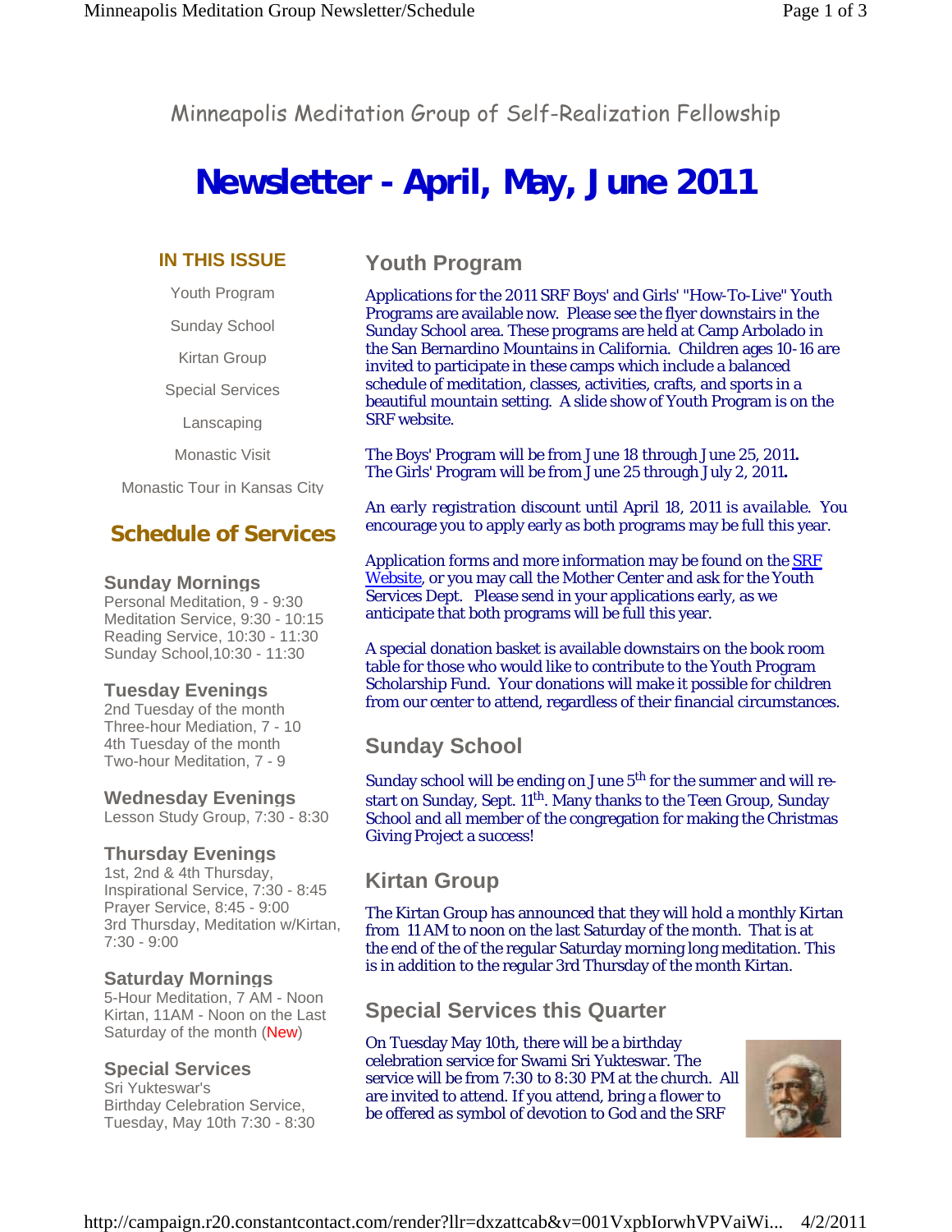Minneapolis Meditation Group of Self-Realization Fellowship

# Newsletter - April, May, June 2011

### IN THIS ISSUE

Youth Program

Sunday School

Kirtan Group

Special Services

Lanscaping

Monastic Visit

Monastic Tour in Kansas City

## Schedule of Services

### Sunday Mornings

Personal Meditation, 9 - 9:30
Meditation Service, 9:30 - 10:15
Reading Service, 10:30 - 11:30
Sunday School,10:30 - 11:30

### Tuesday Evenings

2nd Tuesday of the month
Three-hour Mediation, 7 - 10
4th Tuesday of the month
Two-hour Meditation, 7 - 9

### Wednesday Evenings

Lesson Study Group, 7:30 - 8:30

### Thursday Evenings

1st, 2nd & 4th Thursday,
Inspirational Service, 7:30 - 8:45
Prayer Service, 8:45 - 9:00
3rd Thursday, Meditation w/Kirtan, 7:30 - 9:00

### Saturday Mornings

5-Hour Meditation, 7 AM - Noon
Kirtan, 11AM - Noon on the Last Saturday of the month (New)

### Special Services

Sri Yukteswar's
Birthday Celebration Service,
Tuesday, May 10th 7:30 - 8:30

## Youth Program

Applications for the 2011 SRF Boys' and Girls' "How-To-Live" Youth Programs are available now. Please see the flyer downstairs in the Sunday School area. These programs are held at Camp Arbolado in the San Bernardino Mountains in California. Children ages 10-16 are invited to participate in these camps which include a balanced schedule of meditation, classes, activities, crafts, and sports in a beautiful mountain setting. A slide show of Youth Program is on the SRF website.

The Boys' Program will be from June 18 through June 25, 2011.
The Girls' Program will be from June 25 through July 2, 2011.

*An early registration discount until April 18, 2011 is available.* You encourage you to apply early as both programs may be full this year.

Application forms and more information may be found on the SRF Website, or you may call the Mother Center and ask for the Youth Services Dept. Please send in your applications early, as we anticipate that both programs will be full this year.

A special donation basket is available downstairs on the book room table for those who would like to contribute to the Youth Program Scholarship Fund. Your donations will make it possible for children from our center to attend, regardless of their financial circumstances.

## Sunday School

Sunday school will be ending on June 5th for the summer and will re-start on Sunday, Sept. 11th. Many thanks to the Teen Group, Sunday School and all member of the congregation for making the Christmas Giving Project a success!

## Kirtan Group

The Kirtan Group has announced that they will hold a monthly Kirtan from 11 AM to noon on the last Saturday of the month. That is at the end of the of the regular Saturday morning long meditation. This is in addition to the regular 3rd Thursday of the month Kirtan.

## Special Services this Quarter

On Tuesday May 10th, there will be a birthday celebration service for Swami Sri Yukteswar. The service will be from 7:30 to 8:30 PM at the church. All are invited to attend. If you attend, bring a flower to be offered as symbol of devotion to God and the SRF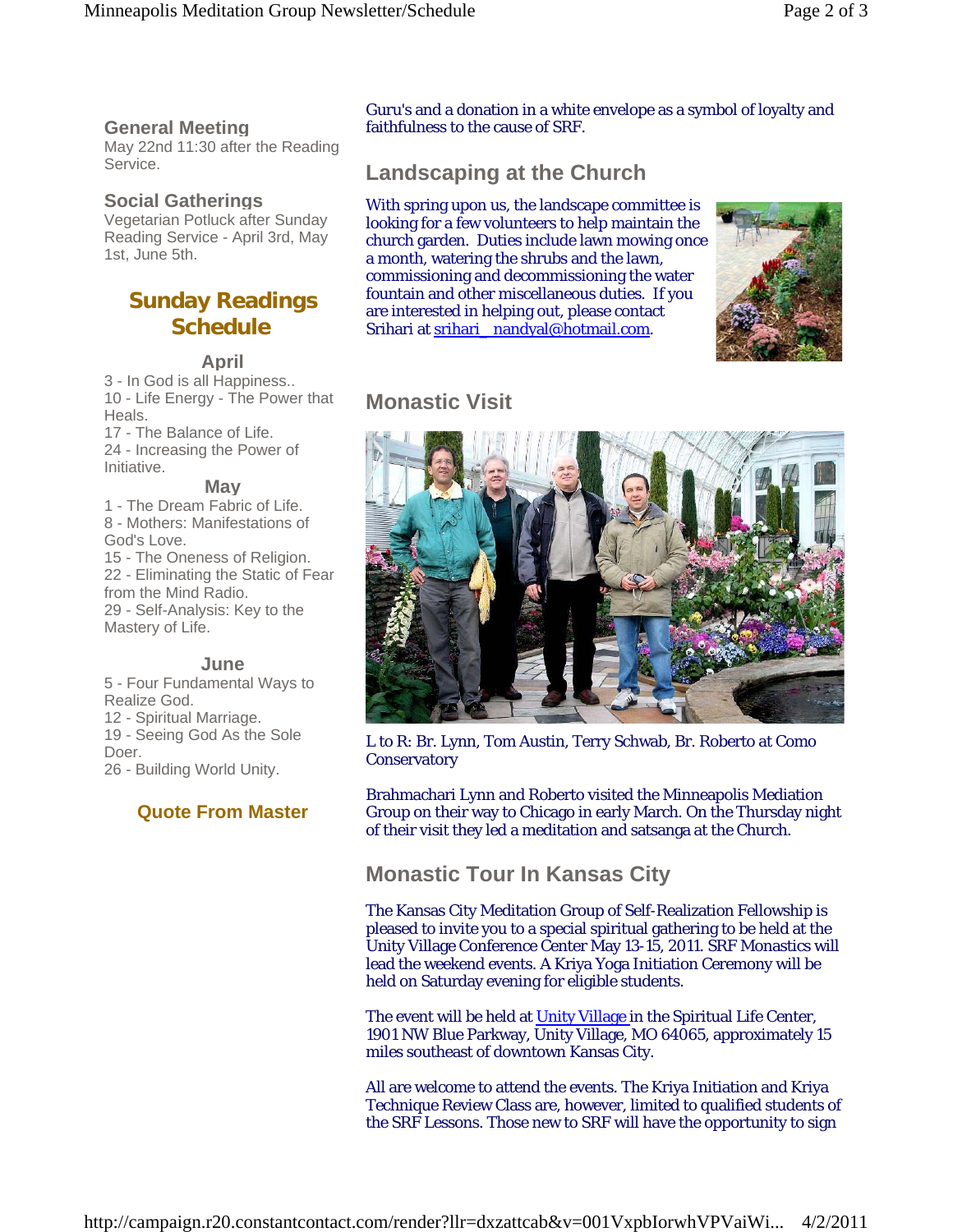### General Meeting

May 22nd 11:30 after the Reading Service.

### Social Gatherings

Vegetarian Potluck after Sunday Reading Service - April 3rd, May 1st, June 5th.

## Sunday Readings Schedule

### April

3 - In God is all Happiness..
10 - Life Energy - The Power that Heals.
17 - The Balance of Life.
24 - Increasing the Power of Initiative.

### May

1 - The Dream Fabric of Life.
8 - Mothers: Manifestations of God's Love.
15 - The Oneness of Religion.
22 - Eliminating the Static of Fear from the Mind Radio.
29 - Self-Analysis: Key to the Mastery of Life.

### June

5 - Four Fundamental Ways to Realize God.
12 - Spiritual Marriage.
19 - Seeing God As the Sole Doer.
26 - Building World Unity.

### Quote From Master

Guru's and a donation in a white envelope as a symbol of loyalty and faithfulness to the cause of SRF.

## Landscaping at the Church

With spring upon us, the landscape committee is looking for a few volunteers to help maintain the church garden. Duties include lawn mowing once a month, watering the shrubs and the lawn, commissioning and decommissioning the water fountain and other miscellaneous duties. If you are interested in helping out, please contact Srihari at srihari_nandyal@hotmail.com.

## Monastic Visit

L to R: Br. Lynn, Tom Austin, Terry Schwab, Br. Roberto at Como Conservatory

Brahmachari Lynn and Roberto visited the Minneapolis Mediation Group on their way to Chicago in early March. On the Thursday night of their visit they led a meditation and satsanga at the Church.

## Monastic Tour In Kansas City

The Kansas City Meditation Group of Self-Realization Fellowship is pleased to invite you to a special spiritual gathering to be held at the Unity Village Conference Center May 13-15, 2011. SRF Monastics will lead the weekend events. A Kriya Yoga Initiation Ceremony will be held on Saturday evening for eligible students.

The event will be held at Unity Village in the Spiritual Life Center, 1901 NW Blue Parkway, Unity Village, MO 64065, approximately 15 miles southeast of downtown Kansas City.

All are welcome to attend the events. The Kriya Initiation and Kriya Technique Review Class are, however, limited to qualified students of the SRF Lessons. Those new to SRF will have the opportunity to sign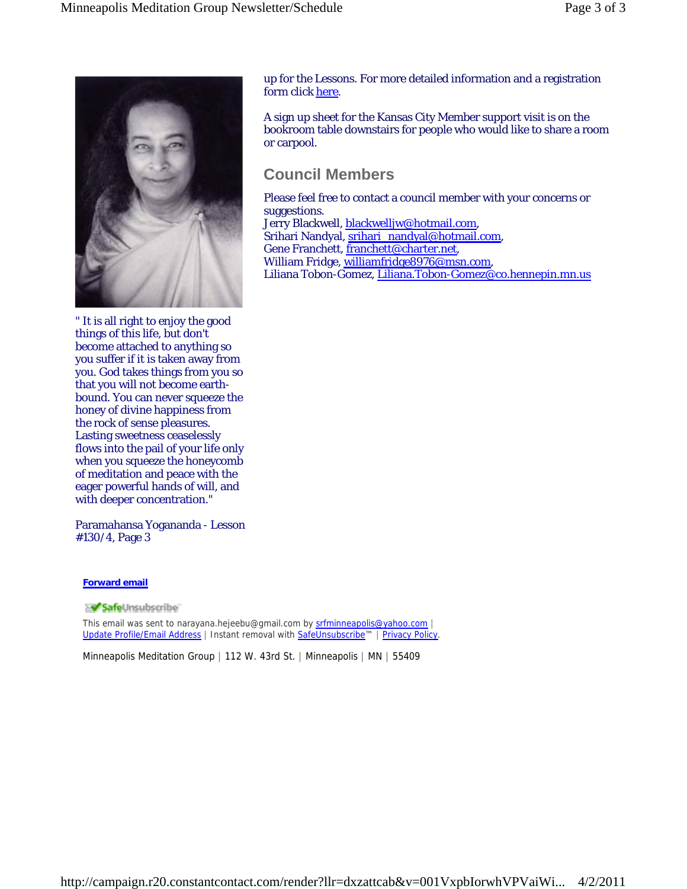" It is all right to enjoy the good things of this life, but don't become attached to anything so you suffer if it is taken away from you. God takes things from you so that you will not become earth-bound. You can never squeeze the honey of divine happiness from the rock of sense pleasures. Lasting sweetness ceaselessly flows into the pail of your life only when you squeeze the honeycomb of meditation and peace with the eager powerful hands of will, and with deeper concentration."

Paramahansa Yogananda - Lesson #130/4, Page 3

up for the Lessons. For more detailed information and a registration form click here.

A sign up sheet for the Kansas City Member support visit is on the bookroom table downstairs for people who would like to share a room or carpool.

## Council Members

Please feel free to contact a council member with your concerns or suggestions.
Jerry Blackwell, blackwelljw@hotmail.com,
Srihari Nandyal, srihari_nandyal@hotmail.com,
Gene Franchett, franchett@charter.net,
William Fridge, williamfridge8976@msn.com,
Liliana Tobon-Gomez, Liliana.Tobon-Gomez@co.hennepin.mn.us

**Forward email**

SafeUnsubscribe

This email was sent to narayana.hejeebu@gmail.com by srfminneapolis@yahoo.com | Update Profile/Email Address | Instant removal with SafeUnsubscribe™ | Privacy Policy.

Minneapolis Meditation Group | 112 W. 43rd St. | Minneapolis | MN | 55409